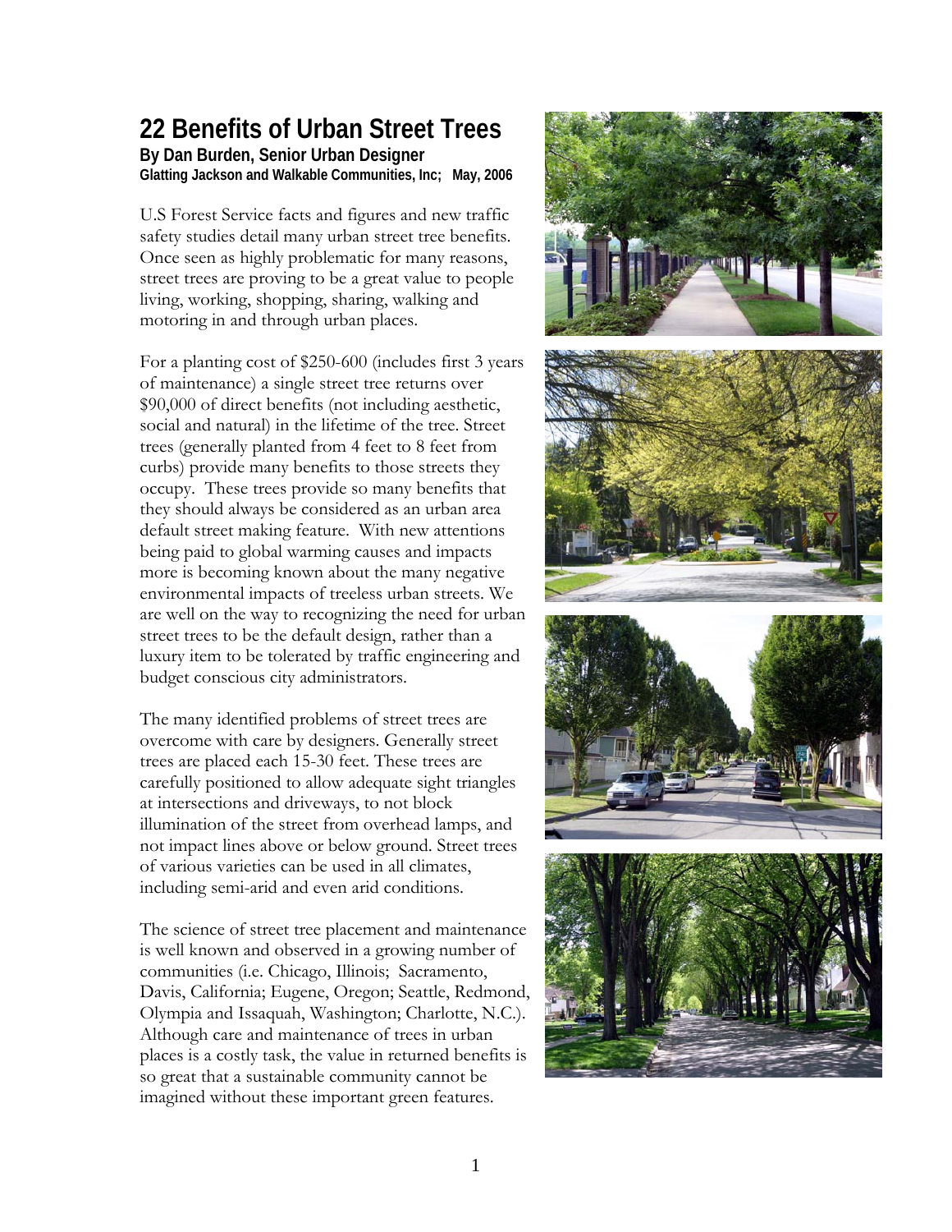# 22 Benefits of Urban Street Trees

**By Dan Burden, Senior Urban Designer**
**Glatting Jackson and Walkable Communities, Inc; May, 2006**

U.S Forest Service facts and figures and new traffic safety studies detail many urban street tree benefits. Once seen as highly problematic for many reasons, street trees are proving to be a great value to people living, working, shopping, sharing, walking and motoring in and through urban places.

For a planting cost of $250-600 (includes first 3 years of maintenance) a single street tree returns over $90,000 of direct benefits (not including aesthetic, social and natural) in the lifetime of the tree. Street trees (generally planted from 4 feet to 8 feet from curbs) provide many benefits to those streets they occupy. These trees provide so many benefits that they should always be considered as an urban area default street making feature. With new attentions being paid to global warming causes and impacts more is becoming known about the many negative environmental impacts of treeless urban streets. We are well on the way to recognizing the need for urban street trees to be the default design, rather than a luxury item to be tolerated by traffic engineering and budget conscious city administrators.

The many identified problems of street trees are overcome with care by designers. Generally street trees are placed each 15-30 feet. These trees are carefully positioned to allow adequate sight triangles at intersections and driveways, to not block illumination of the street from overhead lamps, and not impact lines above or below ground. Street trees of various varieties can be used in all climates, including semi-arid and even arid conditions.

The science of street tree placement and maintenance is well known and observed in a growing number of communities (i.e. Chicago, Illinois; Sacramento, Davis, California; Eugene, Oregon; Seattle, Redmond, Olympia and Issaquah, Washington; Charlotte, N.C.). Although care and maintenance of trees in urban places is a costly task, the value in returned benefits is so great that a sustainable community cannot be imagined without these important green features.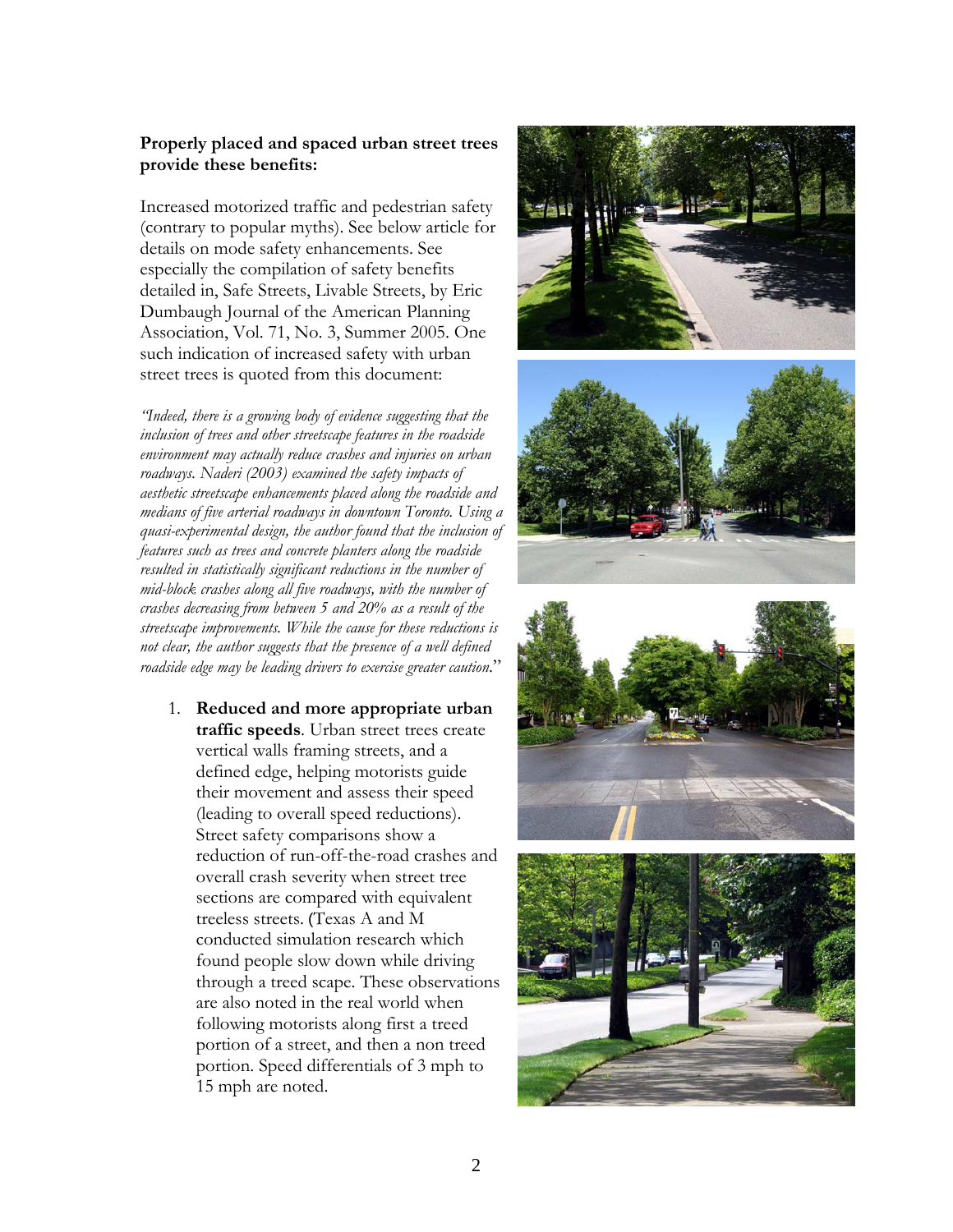**Properly placed and spaced urban street trees provide these benefits:**

Increased motorized traffic and pedestrian safety (contrary to popular myths). See below article for details on mode safety enhancements. See especially the compilation of safety benefits detailed in, Safe Streets, Livable Streets, by Eric Dumbaugh Journal of the American Planning Association, Vol. 71, No. 3, Summer 2005. One such indication of increased safety with urban street trees is quoted from this document:

*"Indeed, there is a growing body of evidence suggesting that the inclusion of trees and other streetscape features in the roadside environment may actually reduce crashes and injuries on urban roadways. Naderi (2003) examined the safety impacts of aesthetic streetscape enhancements placed along the roadside and medians of five arterial roadways in downtown Toronto. Using a quasi-experimental design, the author found that the inclusion of features such as trees and concrete planters along the roadside resulted in statistically significant reductions in the number of mid-block crashes along all five roadways, with the number of crashes decreasing from between 5 and 20% as a result of the streetscape improvements. While the cause for these reductions is not clear, the author suggests that the presence of a well defined roadside edge may be leading drivers to exercise greater caution."*

1. **Reduced and more appropriate urban traffic speeds**. Urban street trees create vertical walls framing streets, and a defined edge, helping motorists guide their movement and assess their speed (leading to overall speed reductions). Street safety comparisons show a reduction of run-off-the-road crashes and overall crash severity when street tree sections are compared with equivalent treeless streets. (Texas A and M conducted simulation research which found people slow down while driving through a treed scape. These observations are also noted in the real world when following motorists along first a treed portion of a street, and then a non treed portion. Speed differentials of 3 mph to 15 mph are noted.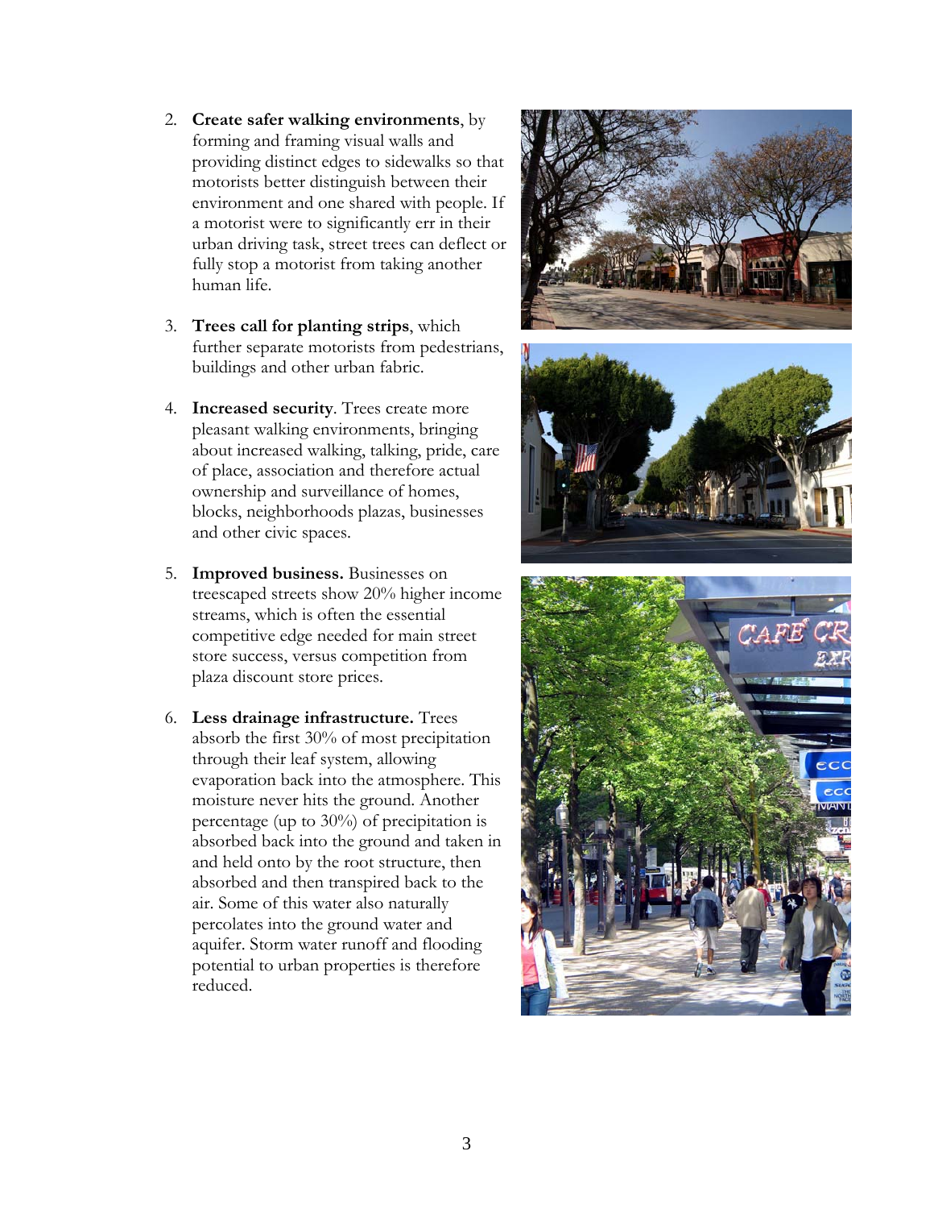2. **Create safer walking environments**, by forming and framing visual walls and providing distinct edges to sidewalks so that motorists better distinguish between their environment and one shared with people. If a motorist were to significantly err in their urban driving task, street trees can deflect or fully stop a motorist from taking another human life.

3. **Trees call for planting strips**, which further separate motorists from pedestrians, buildings and other urban fabric.

4. **Increased security**. Trees create more pleasant walking environments, bringing about increased walking, talking, pride, care of place, association and therefore actual ownership and surveillance of homes, blocks, neighborhoods plazas, businesses and other civic spaces.

5. **Improved business.** Businesses on treescaped streets show 20% higher income streams, which is often the essential competitive edge needed for main street store success, versus competition from plaza discount store prices.

6. **Less drainage infrastructure.** Trees absorb the first 30% of most precipitation through their leaf system, allowing evaporation back into the atmosphere. This moisture never hits the ground. Another percentage (up to 30%) of precipitation is absorbed back into the ground and taken in and held onto by the root structure, then absorbed and then transpired back to the air. Some of this water also naturally percolates into the ground water and aquifer. Storm water runoff and flooding potential to urban properties is therefore reduced.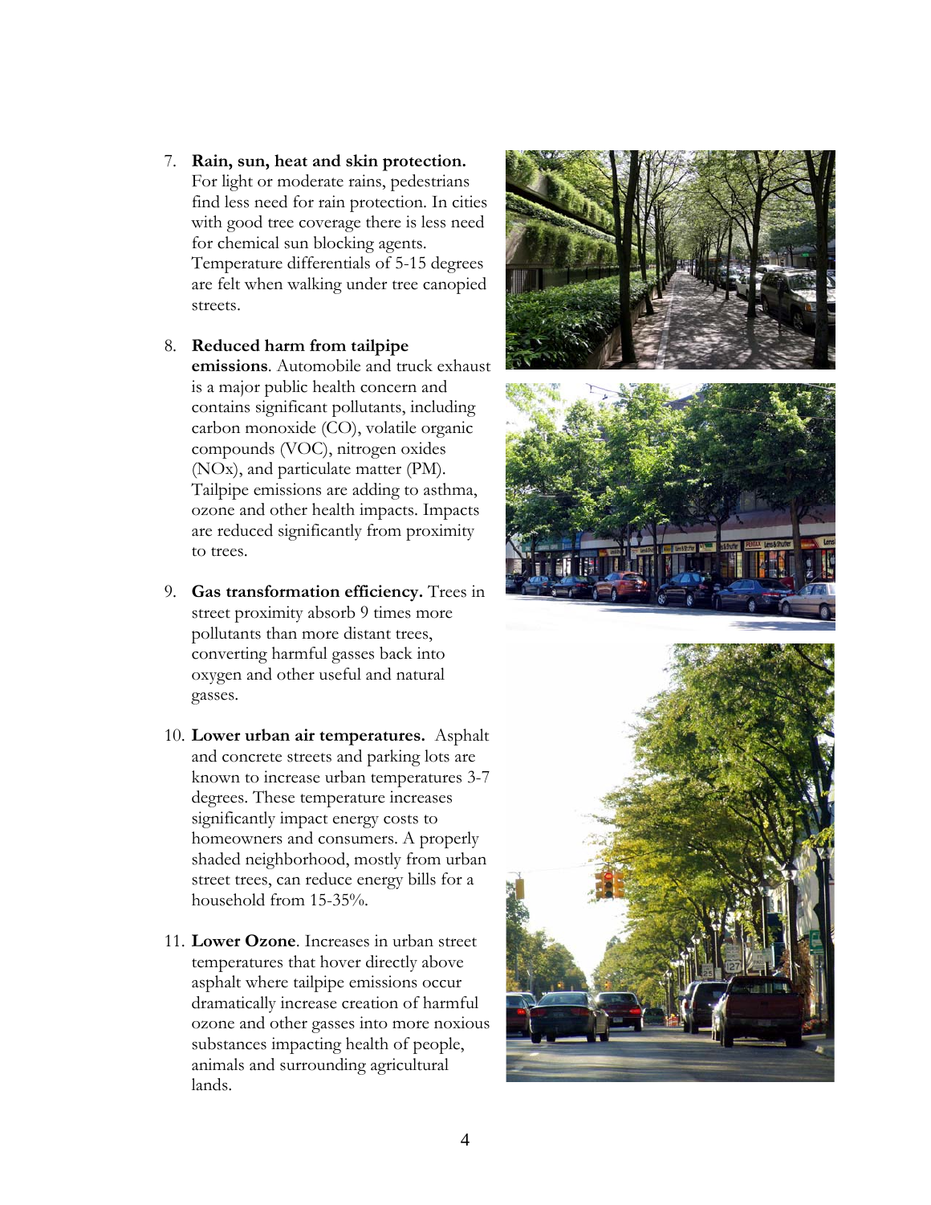7. **Rain, sun, heat and skin protection.** For light or moderate rains, pedestrians find less need for rain protection. In cities with good tree coverage there is less need for chemical sun blocking agents. Temperature differentials of 5-15 degrees are felt when walking under tree canopied streets.

8. **Reduced harm from tailpipe emissions**. Automobile and truck exhaust is a major public health concern and contains significant pollutants, including carbon monoxide (CO), volatile organic compounds (VOC), nitrogen oxides (NOx), and particulate matter (PM). Tailpipe emissions are adding to asthma, ozone and other health impacts. Impacts are reduced significantly from proximity to trees.

9. **Gas transformation efficiency.** Trees in street proximity absorb 9 times more pollutants than more distant trees, converting harmful gasses back into oxygen and other useful and natural gasses.

10. **Lower urban air temperatures.** Asphalt and concrete streets and parking lots are known to increase urban temperatures 3-7 degrees. These temperature increases significantly impact energy costs to homeowners and consumers. A properly shaded neighborhood, mostly from urban street trees, can reduce energy bills for a household from 15-35%.

11. **Lower Ozone**. Increases in urban street temperatures that hover directly above asphalt where tailpipe emissions occur dramatically increase creation of harmful ozone and other gasses into more noxious substances impacting health of people, animals and surrounding agricultural lands.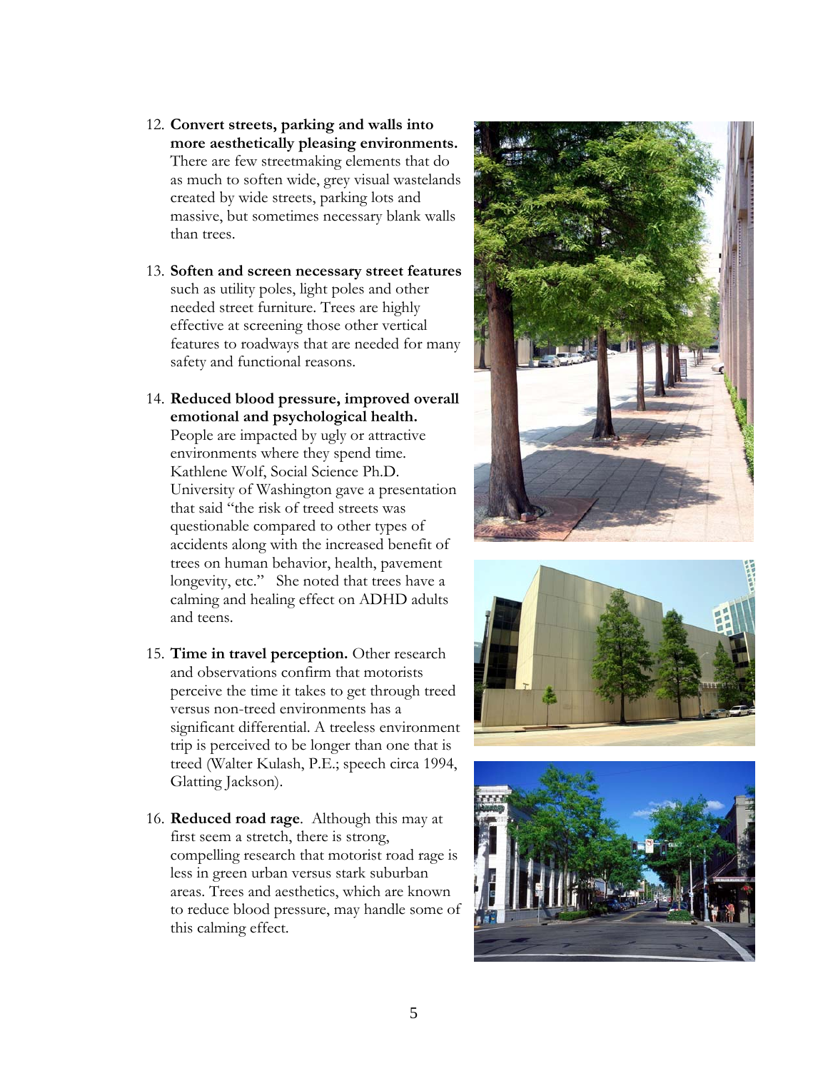12. **Convert streets, parking and walls into more aesthetically pleasing environments.** There are few streetmaking elements that do as much to soften wide, grey visual wastelands created by wide streets, parking lots and massive, but sometimes necessary blank walls than trees.

13. **Soften and screen necessary street features** such as utility poles, light poles and other needed street furniture. Trees are highly effective at screening those other vertical features to roadways that are needed for many safety and functional reasons.

14. **Reduced blood pressure, improved overall emotional and psychological health.** People are impacted by ugly or attractive environments where they spend time. Kathlene Wolf, Social Science Ph.D. University of Washington gave a presentation that said "the risk of treed streets was questionable compared to other types of accidents along with the increased benefit of trees on human behavior, health, pavement longevity, etc." She noted that trees have a calming and healing effect on ADHD adults and teens.

15. **Time in travel perception.** Other research and observations confirm that motorists perceive the time it takes to get through treed versus non-treed environments has a significant differential. A treeless environment trip is perceived to be longer than one that is treed (Walter Kulash, P.E.; speech circa 1994, Glatting Jackson).

16. **Reduced road rage**. Although this may at first seem a stretch, there is strong, compelling research that motorist road rage is less in green urban versus stark suburban areas. Trees and aesthetics, which are known to reduce blood pressure, may handle some of this calming effect.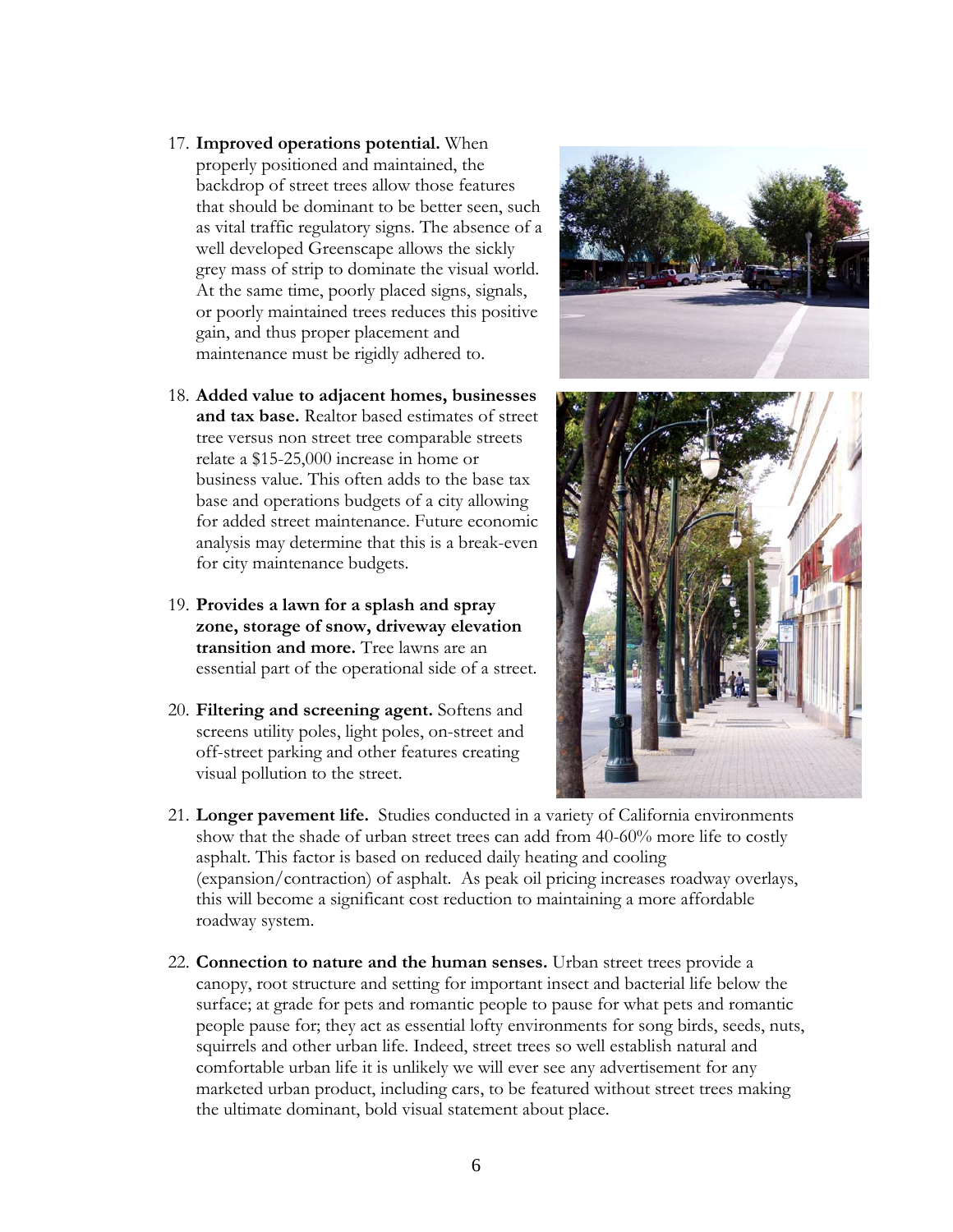17. **Improved operations potential.** When properly positioned and maintained, the backdrop of street trees allow those features that should be dominant to be better seen, such as vital traffic regulatory signs. The absence of a well developed Greenscape allows the sickly grey mass of strip to dominate the visual world. At the same time, poorly placed signs, signals, or poorly maintained trees reduces this positive gain, and thus proper placement and maintenance must be rigidly adhered to.

18. **Added value to adjacent homes, businesses and tax base.** Realtor based estimates of street tree versus non street tree comparable streets relate a $15-25,000 increase in home or business value. This often adds to the base tax base and operations budgets of a city allowing for added street maintenance. Future economic analysis may determine that this is a break-even for city maintenance budgets.

19. **Provides a lawn for a splash and spray zone, storage of snow, driveway elevation transition and more.** Tree lawns are an essential part of the operational side of a street.

20. **Filtering and screening agent.** Softens and screens utility poles, light poles, on-street and off-street parking and other features creating visual pollution to the street.

21. **Longer pavement life.** Studies conducted in a variety of California environments show that the shade of urban street trees can add from 40-60% more life to costly asphalt. This factor is based on reduced daily heating and cooling (expansion/contraction) of asphalt. As peak oil pricing increases roadway overlays, this will become a significant cost reduction to maintaining a more affordable roadway system.

22. **Connection to nature and the human senses.** Urban street trees provide a canopy, root structure and setting for important insect and bacterial life below the surface; at grade for pets and romantic people to pause for what pets and romantic people pause for; they act as essential lofty environments for song birds, seeds, nuts, squirrels and other urban life. Indeed, street trees so well establish natural and comfortable urban life it is unlikely we will ever see any advertisement for any marketed urban product, including cars, to be featured without street trees making the ultimate dominant, bold visual statement about place.